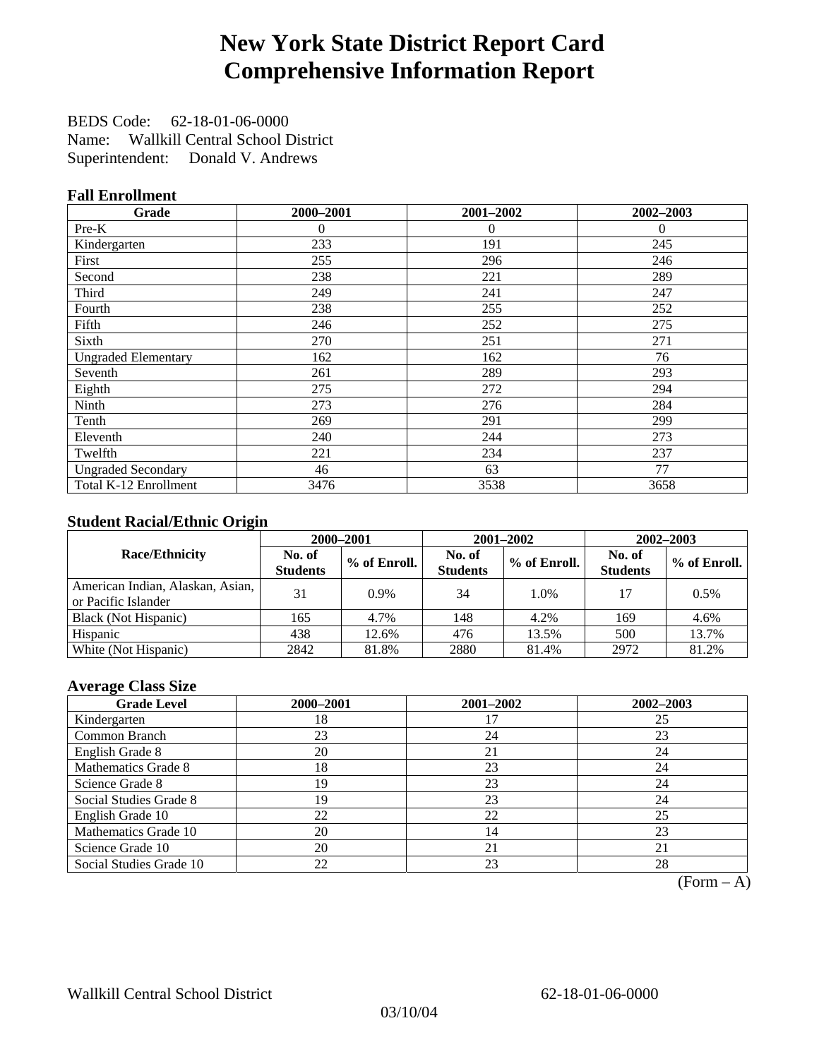# New York State District Report Card
# Comprehensive Information Report

BEDS Code: 62-18-01-06-0000
Name: Wallkill Central School District
Superintendent: Donald V. Andrews

### Fall Enrollment

| Grade | 2000–2001 | 2001–2002 | 2002–2003 |
|---|---|---|---|
| Pre-K | 0 | 0 | 0 |
| Kindergarten | 233 | 191 | 245 |
| First | 255 | 296 | 246 |
| Second | 238 | 221 | 289 |
| Third | 249 | 241 | 247 |
| Fourth | 238 | 255 | 252 |
| Fifth | 246 | 252 | 275 |
| Sixth | 270 | 251 | 271 |
| Ungraded Elementary | 162 | 162 | 76 |
| Seventh | 261 | 289 | 293 |
| Eighth | 275 | 272 | 294 |
| Ninth | 273 | 276 | 284 |
| Tenth | 269 | 291 | 299 |
| Eleventh | 240 | 244 | 273 |
| Twelfth | 221 | 234 | 237 |
| Ungraded Secondary | 46 | 63 | 77 |
| Total K-12 Enrollment | 3476 | 3538 | 3658 |

### Student Racial/Ethnic Origin

| Race/Ethnicity | 2000–2001 | | 2001–2002 | | 2002–2003 | |
|---|---|---|---|---|---|---|
| | No. of Students | % of Enroll. | No. of Students | % of Enroll. | No. of Students | % of Enroll. |
| American Indian, Alaskan, Asian, or Pacific Islander | 31 | 0.9% | 34 | 1.0% | 17 | 0.5% |
| Black (Not Hispanic) | 165 | 4.7% | 148 | 4.2% | 169 | 4.6% |
| Hispanic | 438 | 12.6% | 476 | 13.5% | 500 | 13.7% |
| White (Not Hispanic) | 2842 | 81.8% | 2880 | 81.4% | 2972 | 81.2% |

### Average Class Size

| Grade Level | 2000–2001 | 2001–2002 | 2002–2003 |
|---|---|---|---|
| Kindergarten | 18 | 17 | 25 |
| Common Branch | 23 | 24 | 23 |
| English Grade 8 | 20 | 21 | 24 |
| Mathematics Grade 8 | 18 | 23 | 24 |
| Science Grade 8 | 19 | 23 | 24 |
| Social Studies Grade 8 | 19 | 23 | 24 |
| English Grade 10 | 22 | 22 | 25 |
| Mathematics Grade 10 | 20 | 14 | 23 |
| Science Grade 10 | 20 | 21 | 21 |
| Social Studies Grade 10 | 22 | 23 | 28 |

(Form – A)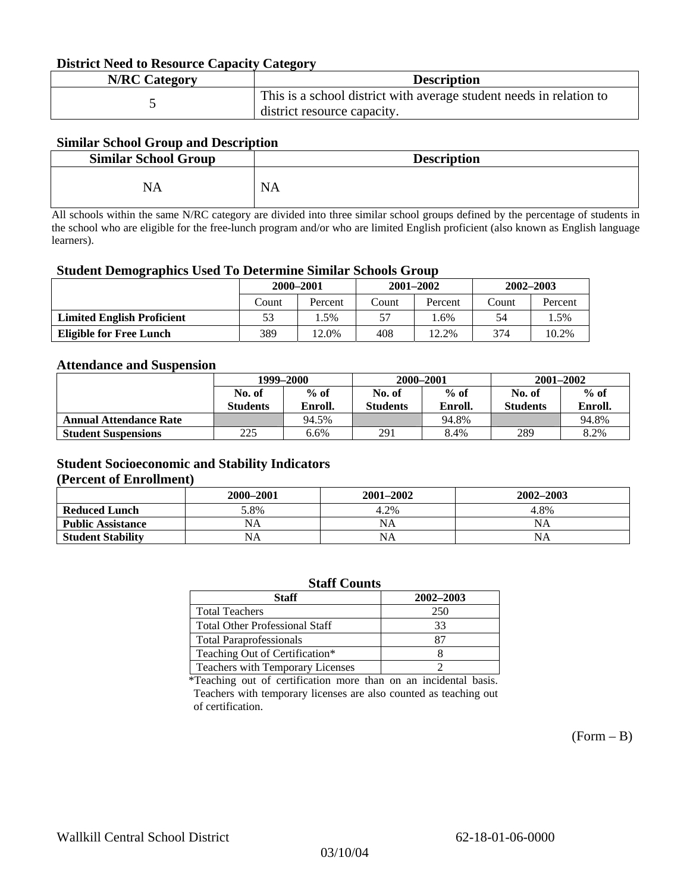### District Need to Resource Capacity Category

| N/RC Category | Description |
|---|---|
| 5 | This is a school district with average student needs in relation to district resource capacity. |

### Similar School Group and Description

| Similar School Group | Description |
|---|---|
| NA | NA |

All schools within the same N/RC category are divided into three similar school groups defined by the percentage of students in the school who are eligible for the free-lunch program and/or who are limited English proficient (also known as English language learners).

### Student Demographics Used To Determine Similar Schools Group

| | 2000–2001 | | 2001–2002 | | 2002–2003 | |
|---|---|---|---|---|---|---|
| | Count | Percent | Count | Percent | Count | Percent |
| **Limited English Proficient** | 53 | 1.5% | 57 | 1.6% | 54 | 1.5% |
| **Eligible for Free Lunch** | 389 | 12.0% | 408 | 12.2% | 374 | 10.2% |

### Attendance and Suspension

| | 1999–2000 | | 2000–2001 | | 2001–2002 | |
|---|---|---|---|---|---|---|
| | No. of Students | % of Enroll. | No. of Students | % of Enroll. | No. of Students | % of Enroll. |
| **Annual Attendance Rate** | | 94.5% | | 94.8% | | 94.8% |
| **Student Suspensions** | 225 | 6.6% | 291 | 8.4% | 289 | 8.2% |

### Student Socioeconomic and Stability Indicators (Percent of Enrollment)

| | 2000–2001 | 2001–2002 | 2002–2003 |
|---|---|---|---|
| **Reduced Lunch** | 5.8% | 4.2% | 4.8% |
| **Public Assistance** | NA | NA | NA |
| **Student Stability** | NA | NA | NA |

### Staff Counts

| Staff | 2002–2003 |
|---|---|
| Total Teachers | 250 |
| Total Other Professional Staff | 33 |
| Total Paraprofessionals | 87 |
| Teaching Out of Certification* | 8 |
| Teachers with Temporary Licenses | 2 |

*Teaching out of certification more than on an incidental basis. Teachers with temporary licenses are also counted as teaching out of certification.

(Form – B)

Wallkill Central School District 62-18-01-06-0000

03/10/04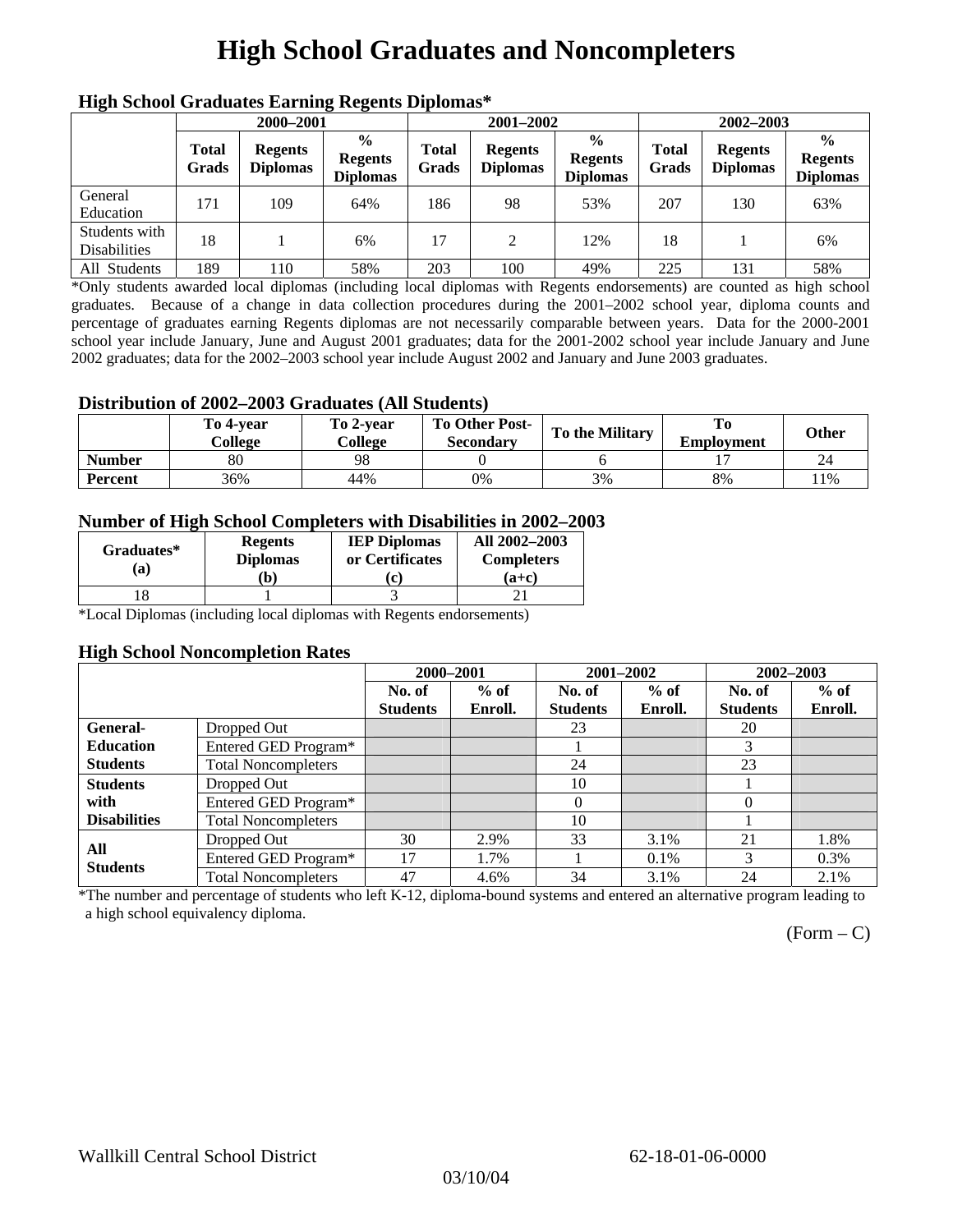# High School Graduates and Noncompleters

### High School Graduates Earning Regents Diplomas*

| | 2000–2001 | | | 2001–2002 | | | 2002–2003 | | |
|---|---|---|---|---|---|---|---|---|---|
| | Total Grads | Regents Diplomas | % Regents Diplomas | Total Grads | Regents Diplomas | % Regents Diplomas | Total Grads | Regents Diplomas | % Regents Diplomas |
| General Education | 171 | 109 | 64% | 186 | 98 | 53% | 207 | 130 | 63% |
| Students with Disabilities | 18 | 1 | 6% | 17 | 2 | 12% | 18 | 1 | 6% |
| All Students | 189 | 110 | 58% | 203 | 100 | 49% | 225 | 131 | 58% |

*Only students awarded local diplomas (including local diplomas with Regents endorsements) are counted as high school graduates. Because of a change in data collection procedures during the 2001–2002 school year, diploma counts and percentage of graduates earning Regents diplomas are not necessarily comparable between years. Data for the 2000-2001 school year include January, June and August 2001 graduates; data for the 2001-2002 school year include January and June 2002 graduates; data for the 2002–2003 school year include August 2002 and January and June 2003 graduates.

### Distribution of 2002–2003 Graduates (All Students)

| | To 4-year College | To 2-year College | To Other Post-Secondary | To the Military | To Employment | Other |
|---|---|---|---|---|---|---|
| Number | 80 | 98 | 0 | 6 | 17 | 24 |
| Percent | 36% | 44% | 0% | 3% | 8% | 11% |

### Number of High School Completers with Disabilities in 2002–2003

| Graduates* (a) | Regents Diplomas (b) | IEP Diplomas or Certificates (c) | All 2002–2003 Completers (a+c) |
|---|---|---|---|
| 18 | 1 | 3 | 21 |

*Local Diplomas (including local diplomas with Regents endorsements)

### High School Noncompletion Rates

| | | 2000–2001 | | 2001–2002 | | 2002–2003 | |
|---|---|---|---|---|---|---|---|
| | | No. of Students | % of Enroll. | No. of Students | % of Enroll. | No. of Students | % of Enroll. |
| General-Education Students | Dropped Out | | | 23 | | 20 | |
| | Entered GED Program* | | | 1 | | 3 | |
| | Total Noncompleters | | | 24 | | 23 | |
| Students with Disabilities | Dropped Out | | | 10 | | 1 | |
| | Entered GED Program* | | | 0 | | 0 | |
| | Total Noncompleters | | | 10 | | 1 | |
| All Students | Dropped Out | 30 | 2.9% | 33 | 3.1% | 21 | 1.8% |
| | Entered GED Program* | 17 | 1.7% | 1 | 0.1% | 3 | 0.3% |
| | Total Noncompleters | 47 | 4.6% | 34 | 3.1% | 24 | 2.1% |

*The number and percentage of students who left K-12, diploma-bound systems and entered an alternative program leading to a high school equivalency diploma.

(Form – C)

Wallkill Central School District 62-18-01-06-0000

03/10/04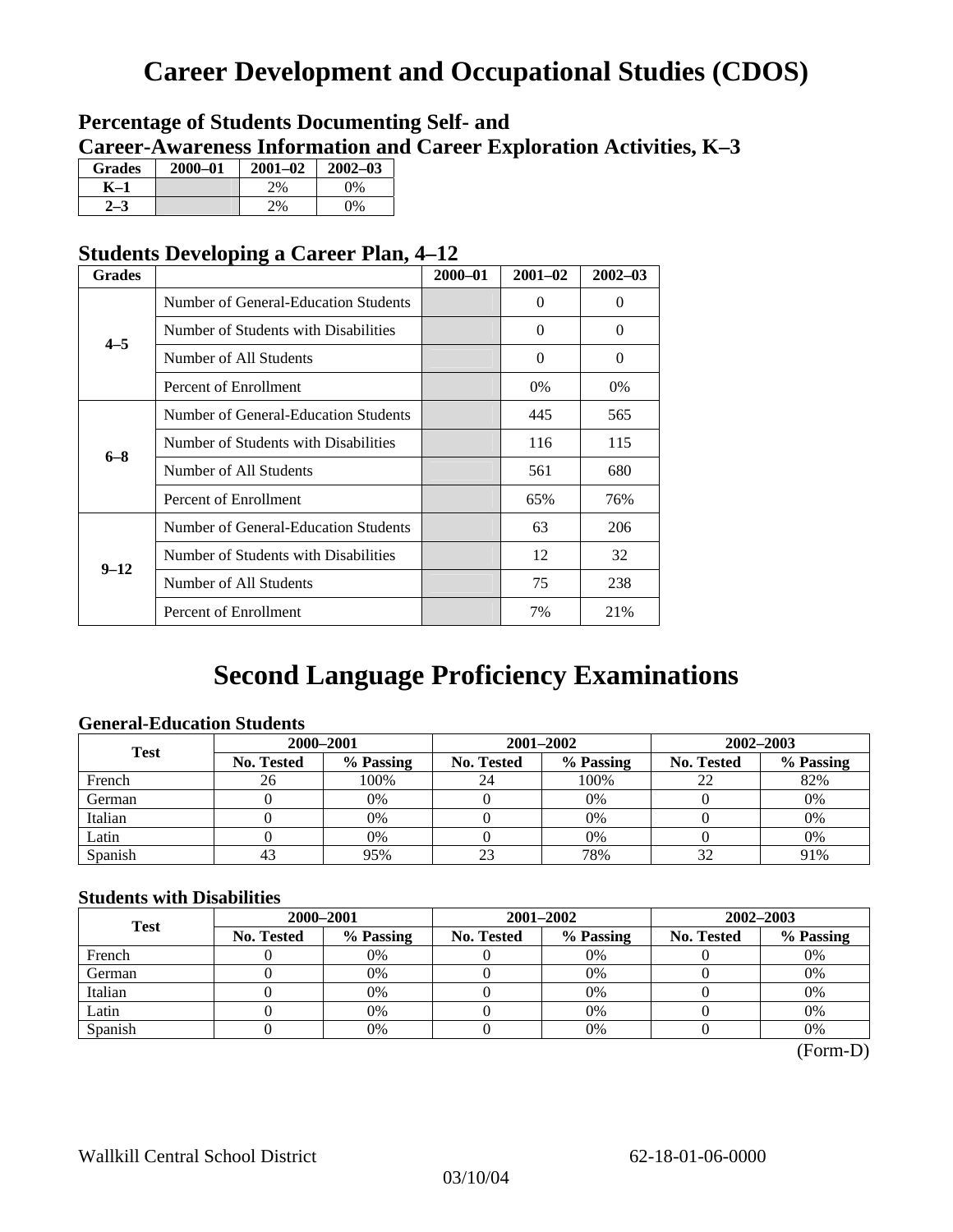# Career Development and Occupational Studies (CDOS)

## Percentage of Students Documenting Self- and Career-Awareness Information and Career Exploration Activities, K–3

| Grades | 2000–01 | 2001–02 | 2002–03 |
|---|---|---|---|
| K–1 | | 2% | 0% |
| 2–3 | | 2% | 0% |

## Students Developing a Career Plan, 4–12

| Grades | | 2000–01 | 2001–02 | 2002–03 |
|---|---|---|---|---|
| 4–5 | Number of General-Education Students | | 0 | 0 |
| | Number of Students with Disabilities | | 0 | 0 |
| | Number of All Students | | 0 | 0 |
| | Percent of Enrollment | | 0% | 0% |
| 6–8 | Number of General-Education Students | | 445 | 565 |
| | Number of Students with Disabilities | | 116 | 115 |
| | Number of All Students | | 561 | 680 |
| | Percent of Enrollment | | 65% | 76% |
| 9–12 | Number of General-Education Students | | 63 | 206 |
| | Number of Students with Disabilities | | 12 | 32 |
| | Number of All Students | | 75 | 238 |
| | Percent of Enrollment | | 7% | 21% |

# Second Language Proficiency Examinations

### General-Education Students

| Test | 2000–2001 | | 2001–2002 | | 2002–2003 | |
|---|---|---|---|---|---|---|
| | No. Tested | % Passing | No. Tested | % Passing | No. Tested | % Passing |
| French | 26 | 100% | 24 | 100% | 22 | 82% |
| German | 0 | 0% | 0 | 0% | 0 | 0% |
| Italian | 0 | 0% | 0 | 0% | 0 | 0% |
| Latin | 0 | 0% | 0 | 0% | 0 | 0% |
| Spanish | 43 | 95% | 23 | 78% | 32 | 91% |

### Students with Disabilities

| Test | 2000–2001 | | 2001–2002 | | 2002–2003 | |
|---|---|---|---|---|---|---|
| | No. Tested | % Passing | No. Tested | % Passing | No. Tested | % Passing |
| French | 0 | 0% | 0 | 0% | 0 | 0% |
| German | 0 | 0% | 0 | 0% | 0 | 0% |
| Italian | 0 | 0% | 0 | 0% | 0 | 0% |
| Latin | 0 | 0% | 0 | 0% | 0 | 0% |
| Spanish | 0 | 0% | 0 | 0% | 0 | 0% |

(Form-D)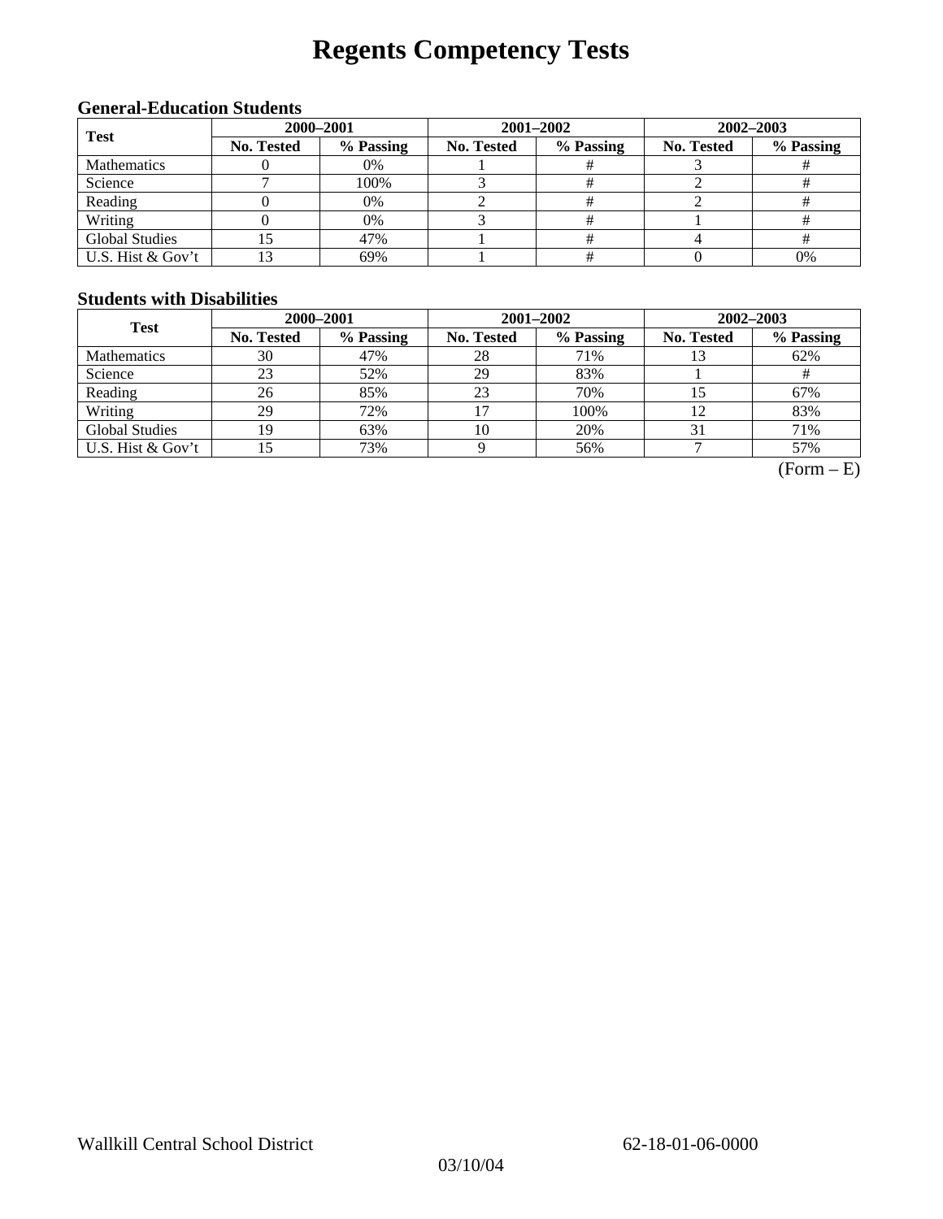# Regents Competency Tests

### General-Education Students

| Test | 2000–2001 | | 2001–2002 | | 2002–2003 | |
|---|---|---|---|---|---|---|
| | No. Tested | % Passing | No. Tested | % Passing | No. Tested | % Passing |
| Mathematics | 0 | 0% | 1 | # | 3 | # |
| Science | 7 | 100% | 3 | # | 2 | # |
| Reading | 0 | 0% | 2 | # | 2 | # |
| Writing | 0 | 0% | 3 | # | 1 | # |
| Global Studies | 15 | 47% | 1 | # | 4 | # |
| U.S. Hist & Gov't | 13 | 69% | 1 | # | 0 | 0% |

### Students with Disabilities

| Test | 2000–2001 | | 2001–2002 | | 2002–2003 | |
|---|---|---|---|---|---|---|
| | No. Tested | % Passing | No. Tested | % Passing | No. Tested | % Passing |
| Mathematics | 30 | 47% | 28 | 71% | 13 | 62% |
| Science | 23 | 52% | 29 | 83% | 1 | # |
| Reading | 26 | 85% | 23 | 70% | 15 | 67% |
| Writing | 29 | 72% | 17 | 100% | 12 | 83% |
| Global Studies | 19 | 63% | 10 | 20% | 31 | 71% |
| U.S. Hist & Gov't | 15 | 73% | 9 | 56% | 7 | 57% |

(Form – E)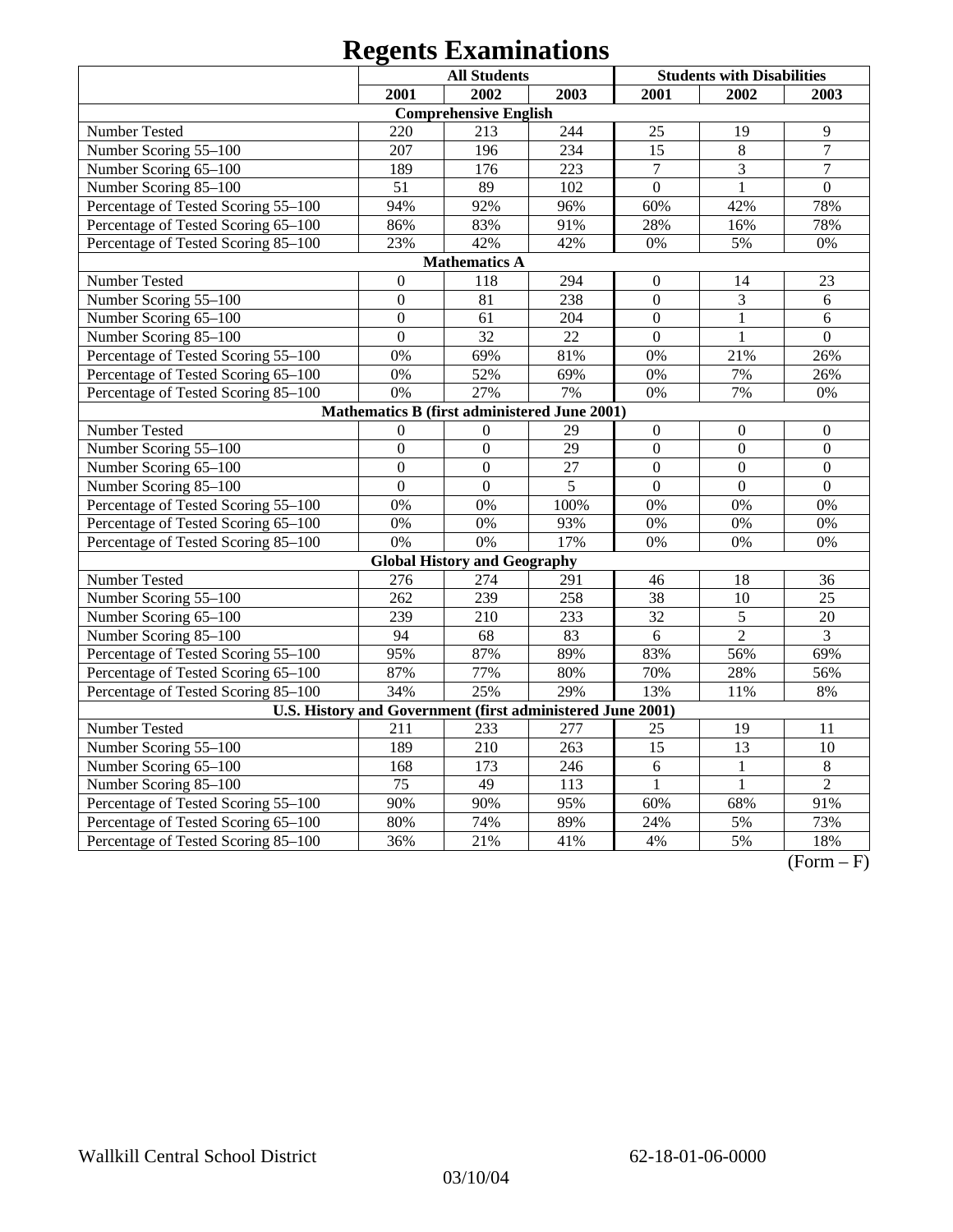# Regents Examinations

| | All Students | | | Students with Disabilities | | |
|---|---|---|---|---|---|---|
| | 2001 | 2002 | 2003 | 2001 | 2002 | 2003 |
| **Comprehensive English** | | | | | | |
| Number Tested | 220 | 213 | 244 | 25 | 19 | 9 |
| Number Scoring 55–100 | 207 | 196 | 234 | 15 | 8 | 7 |
| Number Scoring 65–100 | 189 | 176 | 223 | 7 | 3 | 7 |
| Number Scoring 85–100 | 51 | 89 | 102 | 0 | 1 | 0 |
| Percentage of Tested Scoring 55–100 | 94% | 92% | 96% | 60% | 42% | 78% |
| Percentage of Tested Scoring 65–100 | 86% | 83% | 91% | 28% | 16% | 78% |
| Percentage of Tested Scoring 85–100 | 23% | 42% | 42% | 0% | 5% | 0% |
| **Mathematics A** | | | | | | |
| Number Tested | 0 | 118 | 294 | 0 | 14 | 23 |
| Number Scoring 55–100 | 0 | 81 | 238 | 0 | 3 | 6 |
| Number Scoring 65–100 | 0 | 61 | 204 | 0 | 1 | 6 |
| Number Scoring 85–100 | 0 | 32 | 22 | 0 | 1 | 0 |
| Percentage of Tested Scoring 55–100 | 0% | 69% | 81% | 0% | 21% | 26% |
| Percentage of Tested Scoring 65–100 | 0% | 52% | 69% | 0% | 7% | 26% |
| Percentage of Tested Scoring 85–100 | 0% | 27% | 7% | 0% | 7% | 0% |
| **Mathematics B (first administered June 2001)** | | | | | | |
| Number Tested | 0 | 0 | 29 | 0 | 0 | 0 |
| Number Scoring 55–100 | 0 | 0 | 29 | 0 | 0 | 0 |
| Number Scoring 65–100 | 0 | 0 | 27 | 0 | 0 | 0 |
| Number Scoring 85–100 | 0 | 0 | 5 | 0 | 0 | 0 |
| Percentage of Tested Scoring 55–100 | 0% | 0% | 100% | 0% | 0% | 0% |
| Percentage of Tested Scoring 65–100 | 0% | 0% | 93% | 0% | 0% | 0% |
| Percentage of Tested Scoring 85–100 | 0% | 0% | 17% | 0% | 0% | 0% |
| **Global History and Geography** | | | | | | |
| Number Tested | 276 | 274 | 291 | 46 | 18 | 36 |
| Number Scoring 55–100 | 262 | 239 | 258 | 38 | 10 | 25 |
| Number Scoring 65–100 | 239 | 210 | 233 | 32 | 5 | 20 |
| Number Scoring 85–100 | 94 | 68 | 83 | 6 | 2 | 3 |
| Percentage of Tested Scoring 55–100 | 95% | 87% | 89% | 83% | 56% | 69% |
| Percentage of Tested Scoring 65–100 | 87% | 77% | 80% | 70% | 28% | 56% |
| Percentage of Tested Scoring 85–100 | 34% | 25% | 29% | 13% | 11% | 8% |
| **U.S. History and Government (first administered June 2001)** | | | | | | |
| Number Tested | 211 | 233 | 277 | 25 | 19 | 11 |
| Number Scoring 55–100 | 189 | 210 | 263 | 15 | 13 | 10 |
| Number Scoring 65–100 | 168 | 173 | 246 | 6 | 1 | 8 |
| Number Scoring 85–100 | 75 | 49 | 113 | 1 | 1 | 2 |
| Percentage of Tested Scoring 55–100 | 90% | 90% | 95% | 60% | 68% | 91% |
| Percentage of Tested Scoring 65–100 | 80% | 74% | 89% | 24% | 5% | 73% |
| Percentage of Tested Scoring 85–100 | 36% | 21% | 41% | 4% | 5% | 18% |

(Form – F)

Wallkill Central School District 62-18-01-06-0000

03/10/04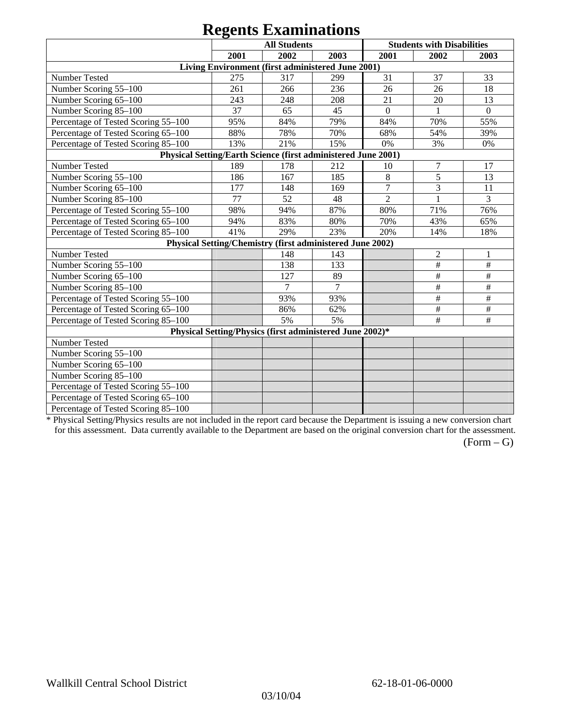# Regents Examinations

| | All Students | | | Students with Disabilities | | |
|---|---|---|---|---|---|---|
| | 2001 | 2002 | 2003 | 2001 | 2002 | 2003 |
| **Living Environment (first administered June 2001)** | | | | | | |
| Number Tested | 275 | 317 | 299 | 31 | 37 | 33 |
| Number Scoring 55–100 | 261 | 266 | 236 | 26 | 26 | 18 |
| Number Scoring 65–100 | 243 | 248 | 208 | 21 | 20 | 13 |
| Number Scoring 85–100 | 37 | 65 | 45 | 0 | 1 | 0 |
| Percentage of Tested Scoring 55–100 | 95% | 84% | 79% | 84% | 70% | 55% |
| Percentage of Tested Scoring 65–100 | 88% | 78% | 70% | 68% | 54% | 39% |
| Percentage of Tested Scoring 85–100 | 13% | 21% | 15% | 0% | 3% | 0% |
| **Physical Setting/Earth Science (first administered June 2001)** | | | | | | |
| Number Tested | 189 | 178 | 212 | 10 | 7 | 17 |
| Number Scoring 55–100 | 186 | 167 | 185 | 8 | 5 | 13 |
| Number Scoring 65–100 | 177 | 148 | 169 | 7 | 3 | 11 |
| Number Scoring 85–100 | 77 | 52 | 48 | 2 | 1 | 3 |
| Percentage of Tested Scoring 55–100 | 98% | 94% | 87% | 80% | 71% | 76% |
| Percentage of Tested Scoring 65–100 | 94% | 83% | 80% | 70% | 43% | 65% |
| Percentage of Tested Scoring 85–100 | 41% | 29% | 23% | 20% | 14% | 18% |
| **Physical Setting/Chemistry (first administered June 2002)** | | | | | | |
| Number Tested | | 148 | 143 | | 2 | 1 |
| Number Scoring 55–100 | | 138 | 133 | | # | # |
| Number Scoring 65–100 | | 127 | 89 | | # | # |
| Number Scoring 85–100 | | 7 | 7 | | # | # |
| Percentage of Tested Scoring 55–100 | | 93% | 93% | | # | # |
| Percentage of Tested Scoring 65–100 | | 86% | 62% | | # | # |
| Percentage of Tested Scoring 85–100 | | 5% | 5% | | # | # |
| **Physical Setting/Physics (first administered June 2002)*** | | | | | | |
| Number Tested | | | | | | |
| Number Scoring 55–100 | | | | | | |
| Number Scoring 65–100 | | | | | | |
| Number Scoring 85–100 | | | | | | |
| Percentage of Tested Scoring 55–100 | | | | | | |
| Percentage of Tested Scoring 65–100 | | | | | | |
| Percentage of Tested Scoring 85–100 | | | | | | |

* Physical Setting/Physics results are not included in the report card because the Department is issuing a new conversion chart for this assessment. Data currently available to the Department are based on the original conversion chart for the assessment.

(Form – G)

Wallkill Central School District 62-18-01-06-0000

03/10/04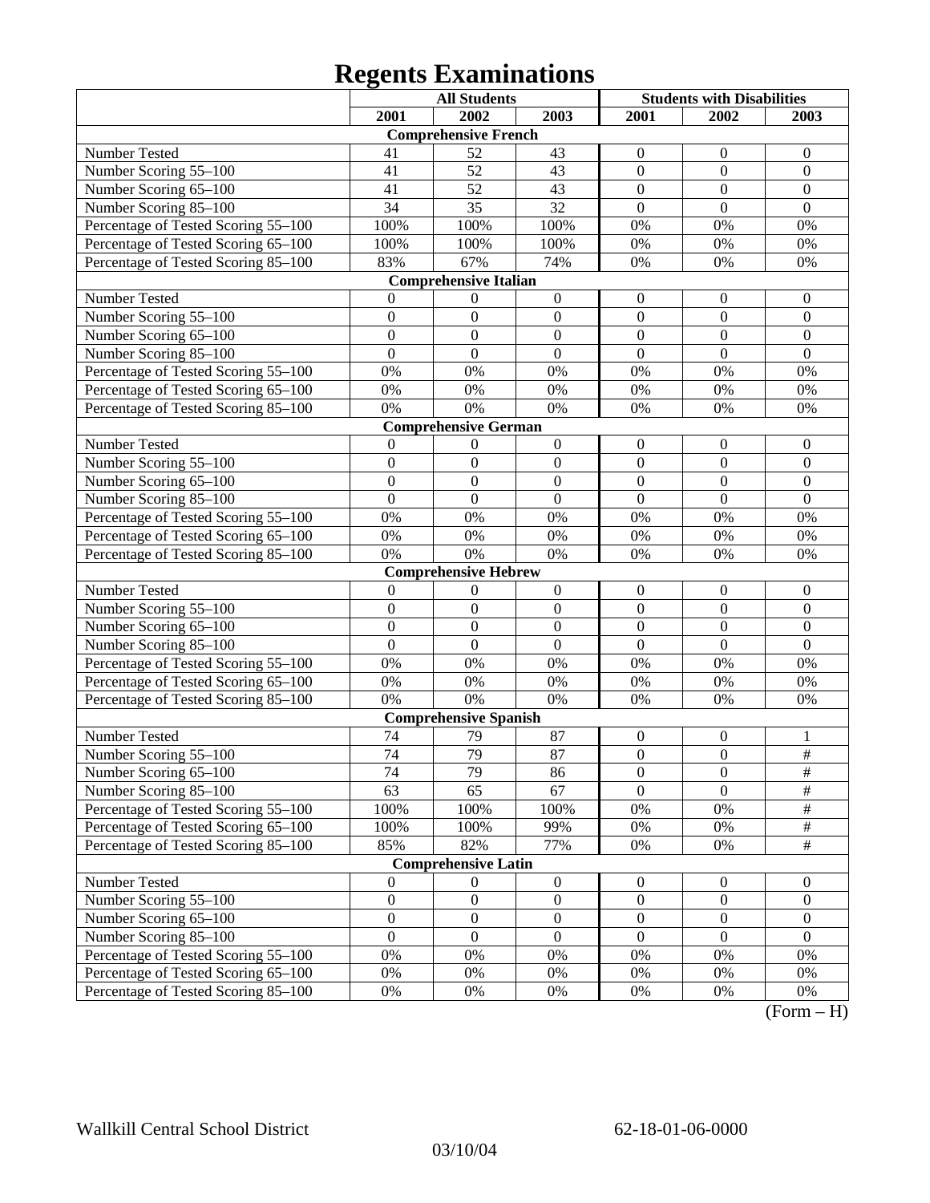# Regents Examinations

| | All Students | | | Students with Disabilities | | |
|---|---|---|---|---|---|---|
| | 2001 | 2002 | 2003 | 2001 | 2002 | 2003 |
| **Comprehensive French** | | | | | | |
| Number Tested | 41 | 52 | 43 | 0 | 0 | 0 |
| Number Scoring 55–100 | 41 | 52 | 43 | 0 | 0 | 0 |
| Number Scoring 65–100 | 41 | 52 | 43 | 0 | 0 | 0 |
| Number Scoring 85–100 | 34 | 35 | 32 | 0 | 0 | 0 |
| Percentage of Tested Scoring 55–100 | 100% | 100% | 100% | 0% | 0% | 0% |
| Percentage of Tested Scoring 65–100 | 100% | 100% | 100% | 0% | 0% | 0% |
| Percentage of Tested Scoring 85–100 | 83% | 67% | 74% | 0% | 0% | 0% |
| **Comprehensive Italian** | | | | | | |
| Number Tested | 0 | 0 | 0 | 0 | 0 | 0 |
| Number Scoring 55–100 | 0 | 0 | 0 | 0 | 0 | 0 |
| Number Scoring 65–100 | 0 | 0 | 0 | 0 | 0 | 0 |
| Number Scoring 85–100 | 0 | 0 | 0 | 0 | 0 | 0 |
| Percentage of Tested Scoring 55–100 | 0% | 0% | 0% | 0% | 0% | 0% |
| Percentage of Tested Scoring 65–100 | 0% | 0% | 0% | 0% | 0% | 0% |
| Percentage of Tested Scoring 85–100 | 0% | 0% | 0% | 0% | 0% | 0% |
| **Comprehensive German** | | | | | | |
| Number Tested | 0 | 0 | 0 | 0 | 0 | 0 |
| Number Scoring 55–100 | 0 | 0 | 0 | 0 | 0 | 0 |
| Number Scoring 65–100 | 0 | 0 | 0 | 0 | 0 | 0 |
| Number Scoring 85–100 | 0 | 0 | 0 | 0 | 0 | 0 |
| Percentage of Tested Scoring 55–100 | 0% | 0% | 0% | 0% | 0% | 0% |
| Percentage of Tested Scoring 65–100 | 0% | 0% | 0% | 0% | 0% | 0% |
| Percentage of Tested Scoring 85–100 | 0% | 0% | 0% | 0% | 0% | 0% |
| **Comprehensive Hebrew** | | | | | | |
| Number Tested | 0 | 0 | 0 | 0 | 0 | 0 |
| Number Scoring 55–100 | 0 | 0 | 0 | 0 | 0 | 0 |
| Number Scoring 65–100 | 0 | 0 | 0 | 0 | 0 | 0 |
| Number Scoring 85–100 | 0 | 0 | 0 | 0 | 0 | 0 |
| Percentage of Tested Scoring 55–100 | 0% | 0% | 0% | 0% | 0% | 0% |
| Percentage of Tested Scoring 65–100 | 0% | 0% | 0% | 0% | 0% | 0% |
| Percentage of Tested Scoring 85–100 | 0% | 0% | 0% | 0% | 0% | 0% |
| **Comprehensive Spanish** | | | | | | |
| Number Tested | 74 | 79 | 87 | 0 | 0 | 1 |
| Number Scoring 55–100 | 74 | 79 | 87 | 0 | 0 | # |
| Number Scoring 65–100 | 74 | 79 | 86 | 0 | 0 | # |
| Number Scoring 85–100 | 63 | 65 | 67 | 0 | 0 | # |
| Percentage of Tested Scoring 55–100 | 100% | 100% | 100% | 0% | 0% | # |
| Percentage of Tested Scoring 65–100 | 100% | 100% | 99% | 0% | 0% | # |
| Percentage of Tested Scoring 85–100 | 85% | 82% | 77% | 0% | 0% | # |
| **Comprehensive Latin** | | | | | | |
| Number Tested | 0 | 0 | 0 | 0 | 0 | 0 |
| Number Scoring 55–100 | 0 | 0 | 0 | 0 | 0 | 0 |
| Number Scoring 65–100 | 0 | 0 | 0 | 0 | 0 | 0 |
| Number Scoring 85–100 | 0 | 0 | 0 | 0 | 0 | 0 |
| Percentage of Tested Scoring 55–100 | 0% | 0% | 0% | 0% | 0% | 0% |
| Percentage of Tested Scoring 65–100 | 0% | 0% | 0% | 0% | 0% | 0% |
| Percentage of Tested Scoring 85–100 | 0% | 0% | 0% | 0% | 0% | 0% |

(Form – H)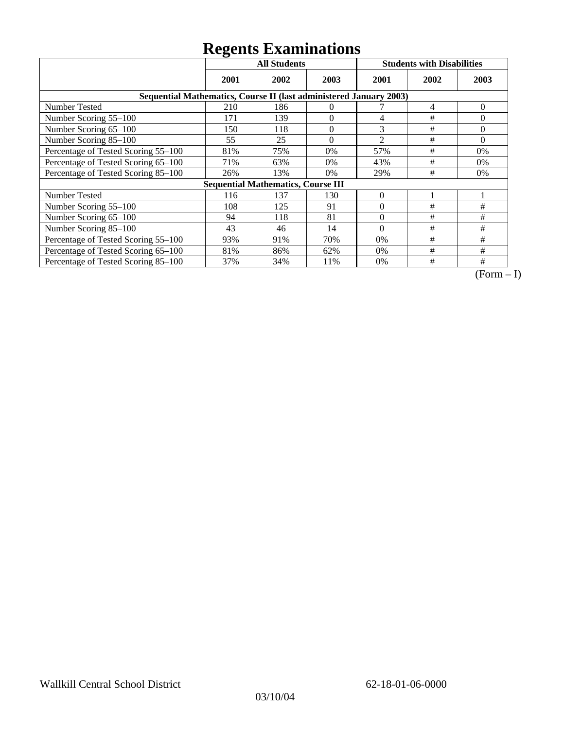# Regents Examinations

| | All Students | | | Students with Disabilities | | |
|---|---|---|---|---|---|---|
| | 2001 | 2002 | 2003 | 2001 | 2002 | 2003 |
| **Sequential Mathematics, Course II (last administered January 2003)** | | | | | | |
| Number Tested | 210 | 186 | 0 | 7 | 4 | 0 |
| Number Scoring 55–100 | 171 | 139 | 0 | 4 | # | 0 |
| Number Scoring 65–100 | 150 | 118 | 0 | 3 | # | 0 |
| Number Scoring 85–100 | 55 | 25 | 0 | 2 | # | 0 |
| Percentage of Tested Scoring 55–100 | 81% | 75% | 0% | 57% | # | 0% |
| Percentage of Tested Scoring 65–100 | 71% | 63% | 0% | 43% | # | 0% |
| Percentage of Tested Scoring 85–100 | 26% | 13% | 0% | 29% | # | 0% |
| **Sequential Mathematics, Course III** | | | | | | |
| Number Tested | 116 | 137 | 130 | 0 | 1 | 1 |
| Number Scoring 55–100 | 108 | 125 | 91 | 0 | # | # |
| Number Scoring 65–100 | 94 | 118 | 81 | 0 | # | # |
| Number Scoring 85–100 | 43 | 46 | 14 | 0 | # | # |
| Percentage of Tested Scoring 55–100 | 93% | 91% | 70% | 0% | # | # |
| Percentage of Tested Scoring 65–100 | 81% | 86% | 62% | 0% | # | # |
| Percentage of Tested Scoring 85–100 | 37% | 34% | 11% | 0% | # | # |

(Form – I)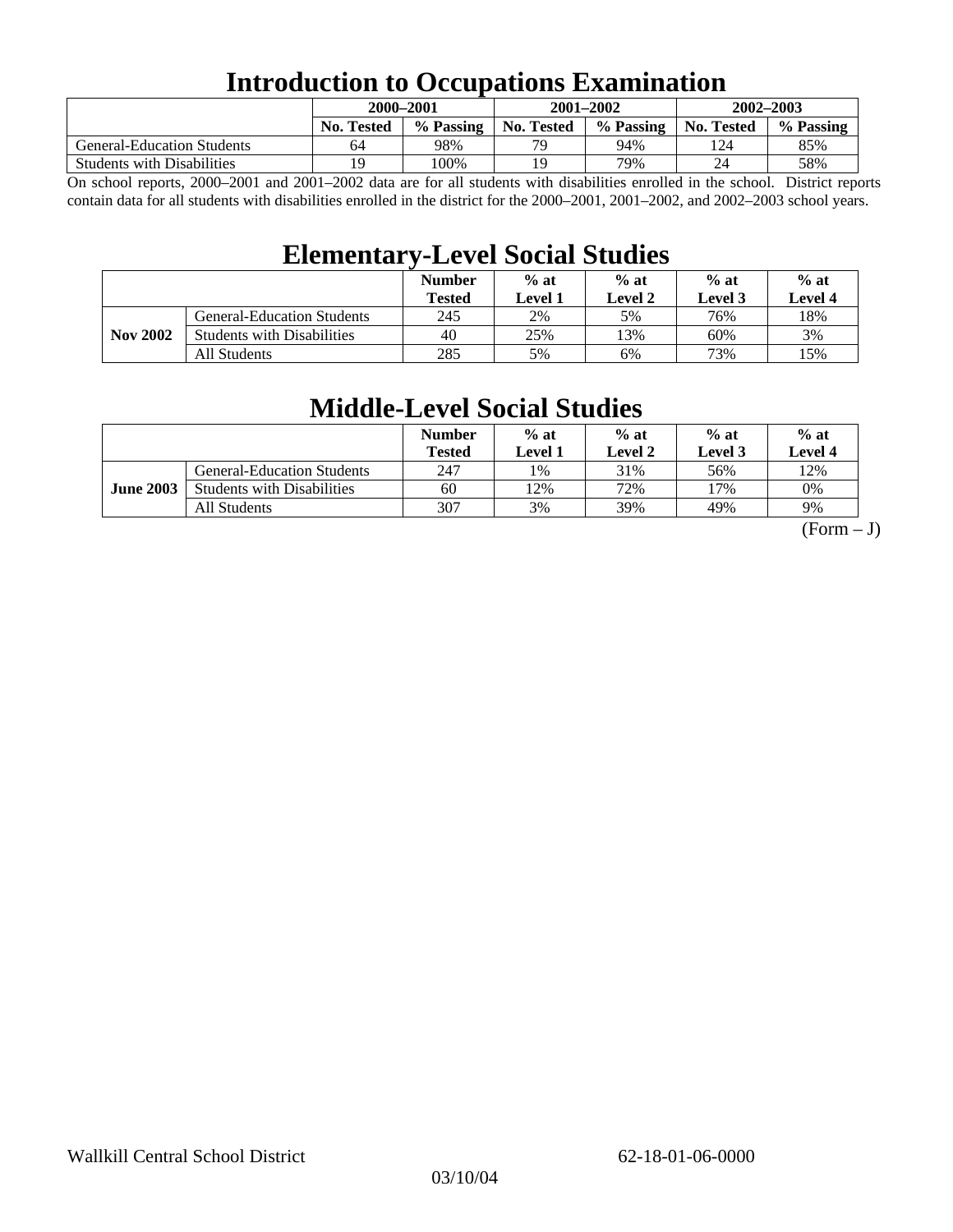# Introduction to Occupations Examination

| | 2000–2001 | | 2001–2002 | | 2002–2003 | |
|---|---|---|---|---|---|---|
| | No. Tested | % Passing | No. Tested | % Passing | No. Tested | % Passing |
| General-Education Students | 64 | 98% | 79 | 94% | 124 | 85% |
| Students with Disabilities | 19 | 100% | 19 | 79% | 24 | 58% |

On school reports, 2000–2001 and 2001–2002 data are for all students with disabilities enrolled in the school. District reports contain data for all students with disabilities enrolled in the district for the 2000–2001, 2001–2002, and 2002–2003 school years.

# Elementary-Level Social Studies

| | | Number Tested | % at Level 1 | % at Level 2 | % at Level 3 | % at Level 4 |
|---|---|---|---|---|---|---|
| Nov 2002 | General-Education Students | 245 | 2% | 5% | 76% | 18% |
| | Students with Disabilities | 40 | 25% | 13% | 60% | 3% |
| | All Students | 285 | 5% | 6% | 73% | 15% |

# Middle-Level Social Studies

| | | Number Tested | % at Level 1 | % at Level 2 | % at Level 3 | % at Level 4 |
|---|---|---|---|---|---|---|
| June 2003 | General-Education Students | 247 | 1% | 31% | 56% | 12% |
| | Students with Disabilities | 60 | 12% | 72% | 17% | 0% |
| | All Students | 307 | 3% | 39% | 49% | 9% |

(Form – J)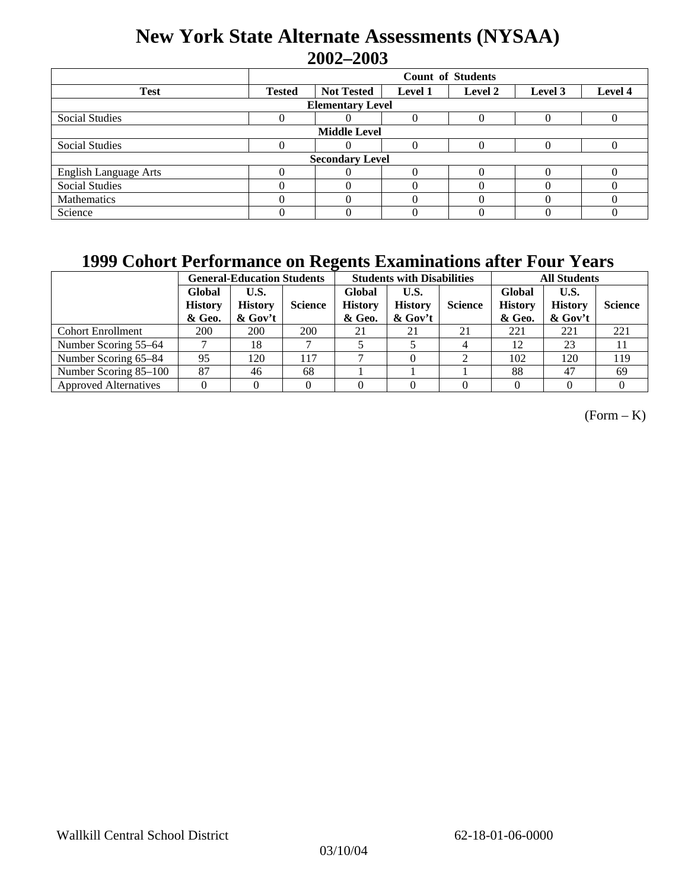# New York State Alternate Assessments (NYSAA)
## 2002–2003

| | Count of Students | | | | | |
|---|---|---|---|---|---|---|
| **Test** | **Tested** | **Not Tested** | **Level 1** | **Level 2** | **Level 3** | **Level 4** |
| **Elementary Level** | | | | | | |
| Social Studies | 0 | 0 | 0 | 0 | 0 | 0 |
| **Middle Level** | | | | | | |
| Social Studies | 0 | 0 | 0 | 0 | 0 | 0 |
| **Secondary Level** | | | | | | |
| English Language Arts | 0 | 0 | 0 | 0 | 0 | 0 |
| Social Studies | 0 | 0 | 0 | 0 | 0 | 0 |
| Mathematics | 0 | 0 | 0 | 0 | 0 | 0 |
| Science | 0 | 0 | 0 | 0 | 0 | 0 |

# 1999 Cohort Performance on Regents Examinations after Four Years

| | General-Education Students | | | Students with Disabilities | | | All Students | | |
|---|---|---|---|---|---|---|---|---|---|
| | **Global History & Geo.** | **U.S. History & Gov't** | **Science** | **Global History & Geo.** | **U.S. History & Gov't** | **Science** | **Global History & Geo.** | **U.S. History & Gov't** | **Science** |
| Cohort Enrollment | 200 | 200 | 200 | 21 | 21 | 21 | 221 | 221 | 221 |
| Number Scoring 55–64 | 7 | 18 | 7 | 5 | 5 | 4 | 12 | 23 | 11 |
| Number Scoring 65–84 | 95 | 120 | 117 | 7 | 0 | 2 | 102 | 120 | 119 |
| Number Scoring 85–100 | 87 | 46 | 68 | 1 | 1 | 1 | 88 | 47 | 69 |
| Approved Alternatives | 0 | 0 | 0 | 0 | 0 | 0 | 0 | 0 | 0 |

(Form – K)

Wallkill Central School District 62-18-01-06-0000

03/10/04